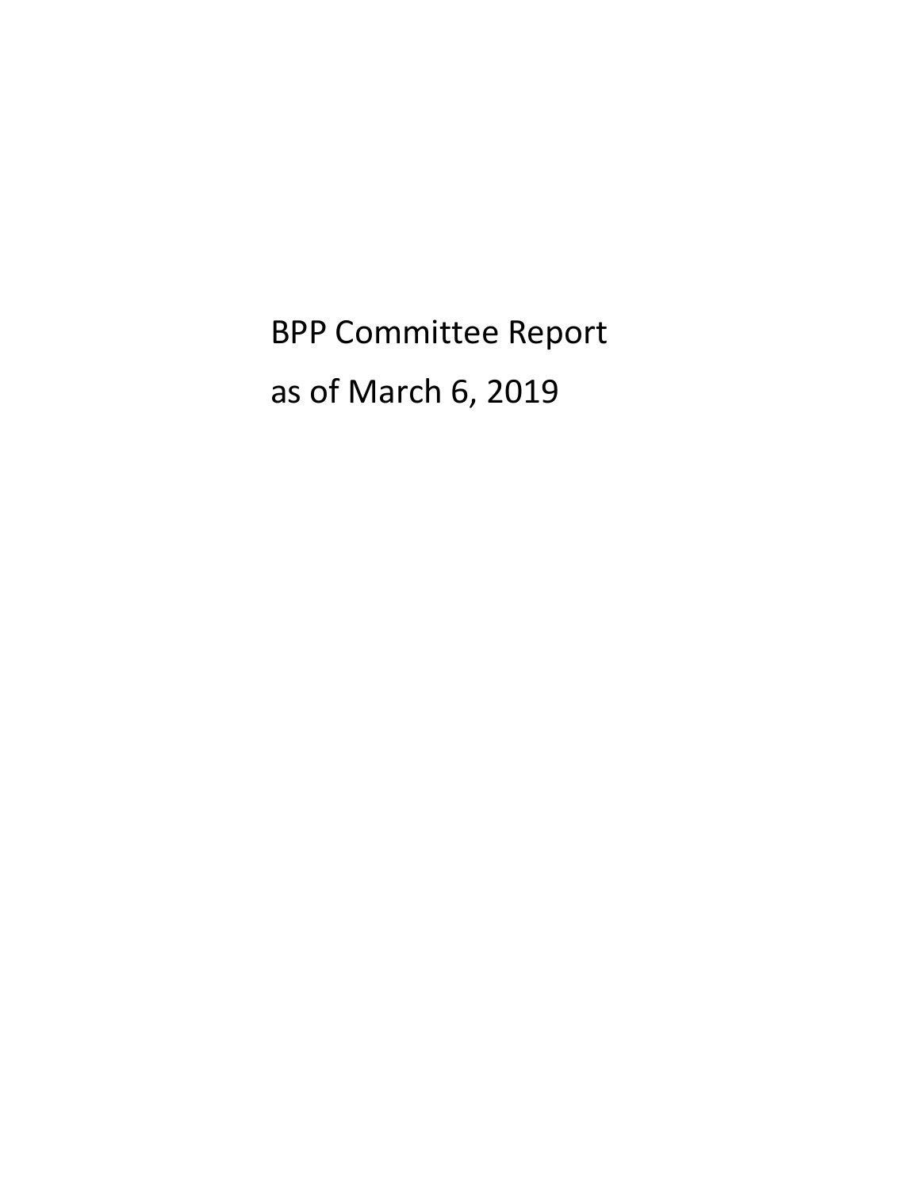# BPP Committee Report

# as of March 6, 2019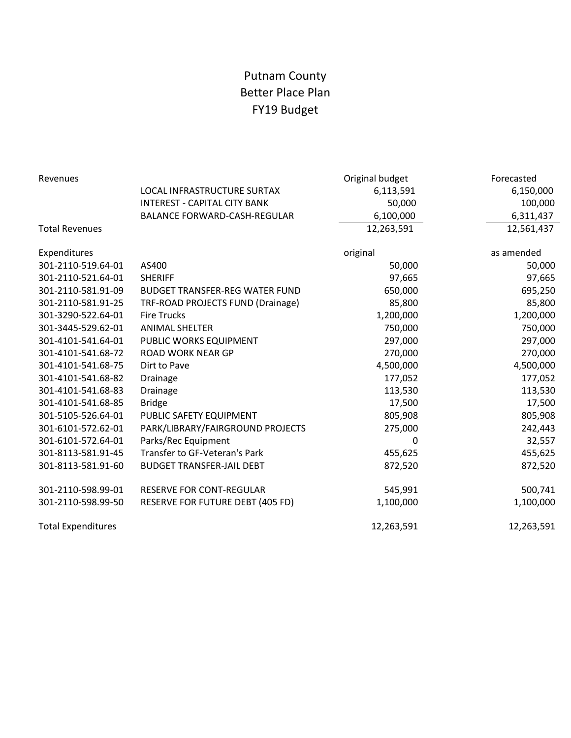# Putnam County
## Better Place Plan
## FY19 Budget

| Revenues | | Original budget | Forecasted |
|---|---|---|---|
| | LOCAL INFRASTRUCTURE SURTAX | 6,113,591 | 6,150,000 |
| | INTEREST - CAPITAL CITY BANK | 50,000 | 100,000 |
| | BALANCE FORWARD-CASH-REGULAR | 6,100,000 | 6,311,437 |
| Total Revenues | | 12,263,591 | 12,561,437 |

| Expenditures | | original | as amended |
|---|---|---|---|
| 301-2110-519.64-01 | AS400 | 50,000 | 50,000 |
| 301-2110-521.64-01 | SHERIFF | 97,665 | 97,665 |
| 301-2110-581.91-09 | BUDGET TRANSFER-REG WATER FUND | 650,000 | 695,250 |
| 301-2110-581.91-25 | TRF-ROAD PROJECTS FUND (Drainage) | 85,800 | 85,800 |
| 301-3290-522.64-01 | Fire Trucks | 1,200,000 | 1,200,000 |
| 301-3445-529.62-01 | ANIMAL SHELTER | 750,000 | 750,000 |
| 301-4101-541.64-01 | PUBLIC WORKS EQUIPMENT | 297,000 | 297,000 |
| 301-4101-541.68-72 | ROAD WORK NEAR GP | 270,000 | 270,000 |
| 301-4101-541.68-75 | Dirt to Pave | 4,500,000 | 4,500,000 |
| 301-4101-541.68-82 | Drainage | 177,052 | 177,052 |
| 301-4101-541.68-83 | Drainage | 113,530 | 113,530 |
| 301-4101-541.68-85 | Bridge | 17,500 | 17,500 |
| 301-5105-526.64-01 | PUBLIC SAFETY EQUIPMENT | 805,908 | 805,908 |
| 301-6101-572.62-01 | PARK/LIBRARY/FAIRGROUND PROJECTS | 275,000 | 242,443 |
| 301-6101-572.64-01 | Parks/Rec Equipment | 0 | 32,557 |
| 301-8113-581.91-45 | Transfer to GF-Veteran's Park | 455,625 | 455,625 |
| 301-8113-581.91-60 | BUDGET TRANSFER-JAIL DEBT | 872,520 | 872,520 |
| | | | |
| 301-2110-598.99-01 | RESERVE FOR CONT-REGULAR | 545,991 | 500,741 |
| 301-2110-598.99-50 | RESERVE FOR FUTURE DEBT (405 FD) | 1,100,000 | 1,100,000 |
| | | | |
| Total Expenditures | | 12,263,591 | 12,263,591 |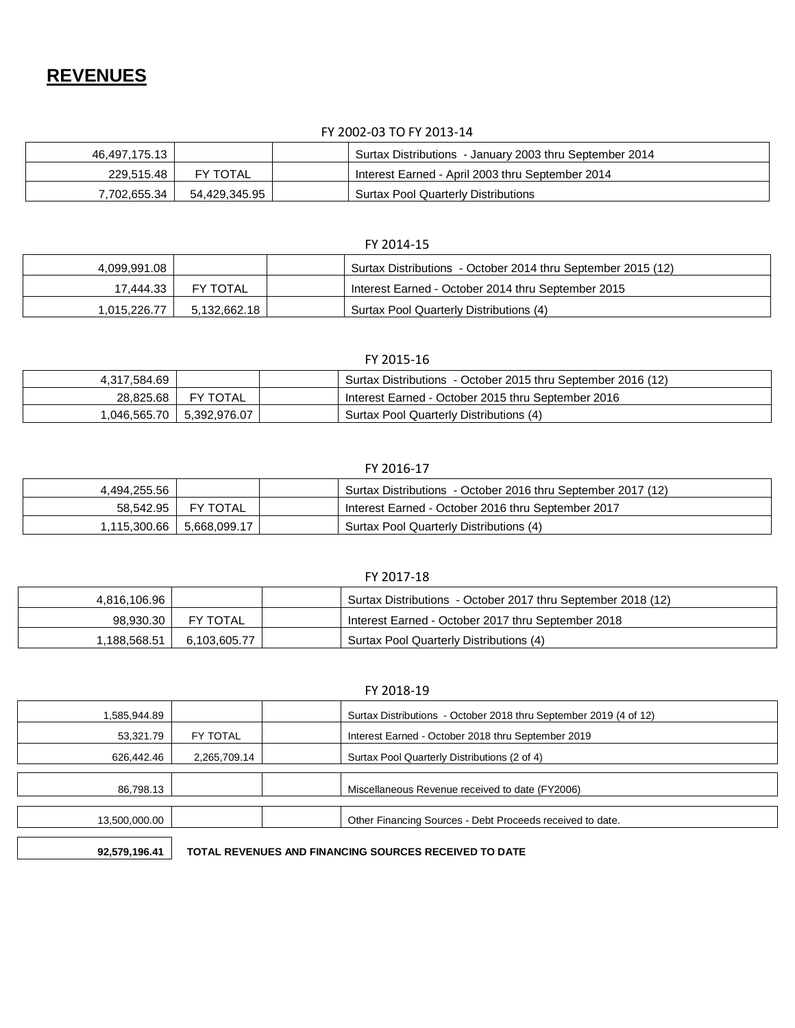## **REVENUES**

FY 2002-03 TO FY 2013-14

| | | | |
|---|---|---|---|
| 46,497,175.13 | | | Surtax Distributions - January 2003 thru September 2014 |
| 229,515.48 | FY TOTAL | | Interest Earned - April 2003 thru September 2014 |
| 7,702,655.34 | 54,429,345.95 | | Surtax Pool Quarterly Distributions |

FY 2014-15

| | | | |
|---|---|---|---|
| 4,099,991.08 | | | Surtax Distributions - October 2014 thru September 2015 (12) |
| 17,444.33 | FY TOTAL | | Interest Earned - October 2014 thru September 2015 |
| 1,015,226.77 | 5,132,662.18 | | Surtax Pool Quarterly Distributions (4) |

FY 2015-16

| | | | |
|---|---|---|---|
| 4,317,584.69 | | | Surtax Distributions - October 2015 thru September 2016 (12) |
| 28,825.68 | FY TOTAL | | Interest Earned - October 2015 thru September 2016 |
| 1,046,565.70 | 5,392,976.07 | | Surtax Pool Quarterly Distributions (4) |

FY 2016-17

| | | | |
|---|---|---|---|
| 4,494,255.56 | | | Surtax Distributions - October 2016 thru September 2017 (12) |
| 58,542.95 | FY TOTAL | | Interest Earned - October 2016 thru September 2017 |
| 1,115,300.66 | 5,668,099.17 | | Surtax Pool Quarterly Distributions (4) |

FY 2017-18

| | | | |
|---|---|---|---|
| 4,816,106.96 | | | Surtax Distributions - October 2017 thru September 2018 (12) |
| 98,930.30 | FY TOTAL | | Interest Earned - October 2017 thru September 2018 |
| 1,188,568.51 | 6,103,605.77 | | Surtax Pool Quarterly Distributions (4) |

FY 2018-19

| | | | |
|---|---|---|---|
| 1,585,944.89 | | | Surtax Distributions - October 2018 thru September 2019 (4 of 12) |
| 53,321.79 | FY TOTAL | | Interest Earned - October 2018 thru September 2019 |
| 626,442.46 | 2,265,709.14 | | Surtax Pool Quarterly Distributions (2 of 4) |

| | | | |
|---|---|---|---|
| 86,798.13 | | | Miscellaneous Revenue received to date (FY2006) |

| | | | |
|---|---|---|---|
| 13,500,000.00 | | | Other Financing Sources - Debt Proceeds received to date. |

**92,579,196.41** **TOTAL REVENUES AND FINANCING SOURCES RECEIVED TO DATE**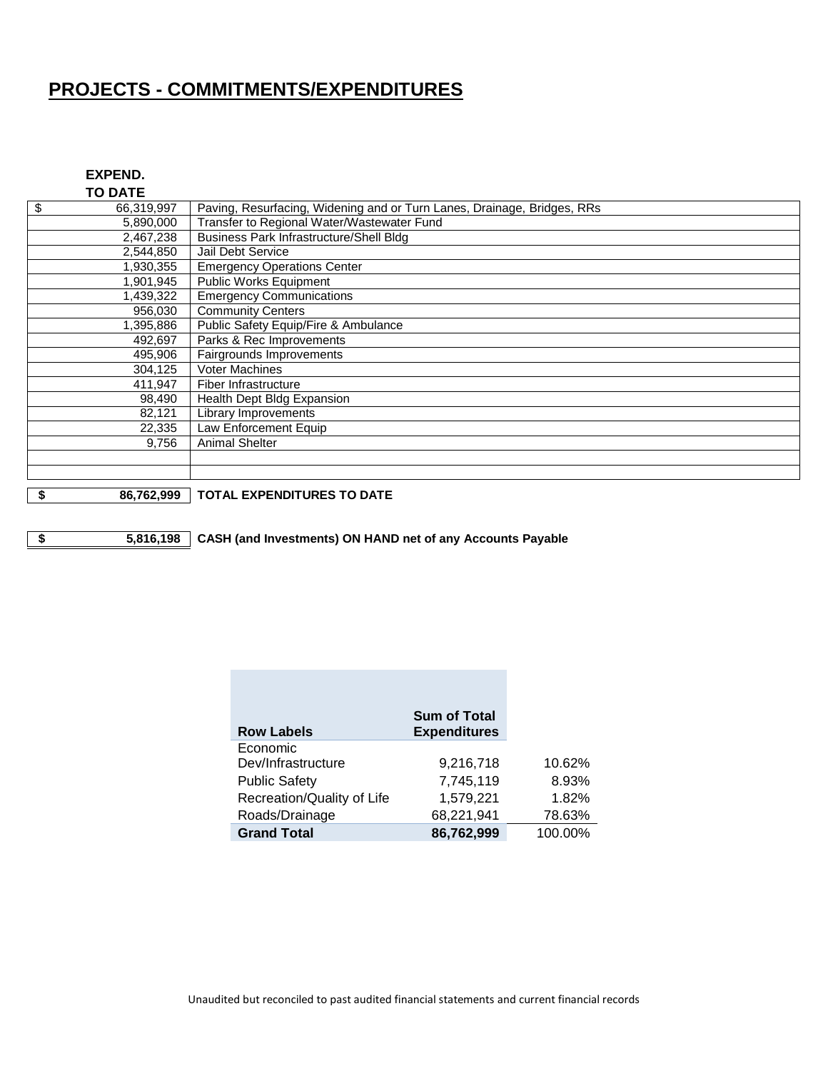## PROJECTS - COMMITMENTS/EXPENDITURES

| EXPEND. TO DATE | |
|---|---|
| $ 66,319,997 | Paving, Resurfacing, Widening and or Turn Lanes, Drainage, Bridges, RRs |
| 5,890,000 | Transfer to Regional Water/Wastewater Fund |
| 2,467,238 | Business Park Infrastructure/Shell Bldg |
| 2,544,850 | Jail Debt Service |
| 1,930,355 | Emergency Operations Center |
| 1,901,945 | Public Works Equipment |
| 1,439,322 | Emergency Communications |
| 956,030 | Community Centers |
| 1,395,886 | Public Safety Equip/Fire & Ambulance |
| 492,697 | Parks & Rec Improvements |
| 495,906 | Fairgrounds Improvements |
| 304,125 | Voter Machines |
| 411,947 | Fiber Infrastructure |
| 98,490 | Health Dept Bldg Expansion |
| 82,121 | Library Improvements |
| 22,335 | Law Enforcement Equip |
| 9,756 | Animal Shelter |
| | |
| | |
| **$ 86,762,999** | **TOTAL EXPENDITURES TO DATE** |

| | |
|---|---|
| **$ 5,816,198** | **CASH (and Investments) ON HAND net of any Accounts Payable** |

| Row Labels | Sum of Total Expenditures | |
|---|---|---|
| Economic Dev/Infrastructure | 9,216,718 | 10.62% |
| Public Safety | 7,745,119 | 8.93% |
| Recreation/Quality of Life | 1,579,221 | 1.82% |
| Roads/Drainage | 68,221,941 | 78.63% |
| **Grand Total** | **86,762,999** | 100.00% |

Unaudited but reconciled to past audited financial statements and current financial records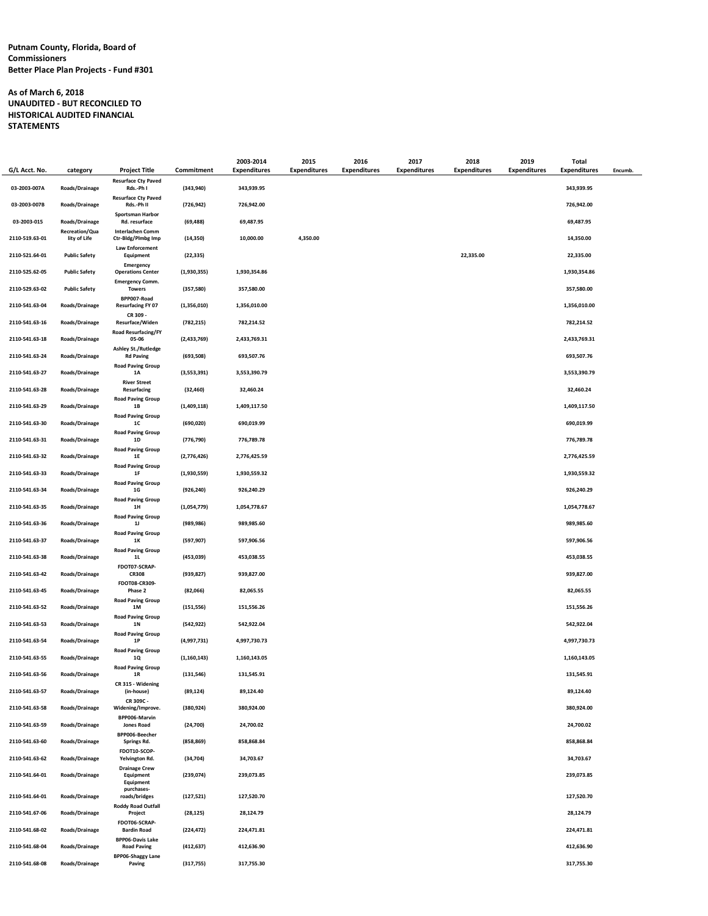**Putnam County, Florida, Board of Commissioners**
**Better Place Plan Projects - Fund #301**

**As of March 6, 2018**
**UNAUDITED - BUT RECONCILED TO HISTORICAL AUDITED FINANCIAL STATEMENTS**

| G/L Acct. No. | category | Project Title | Commitment | 2003-2014 Expenditures | 2015 Expenditures | 2016 Expenditures | 2017 Expenditures | 2018 Expenditures | 2019 Expenditures | Total Expenditures | Encumb. |
|---|---|---|---|---|---|---|---|---|---|---|---|
| 03-2003-007A | Roads/Drainage | Resurface Cty Paved Rds.-Ph I | (343,940) | 343,939.95 | | | | | | 343,939.95 | |
| 03-2003-007B | Roads/Drainage | Resurface Cty Paved Rds.-Ph II | (726,942) | 726,942.00 | | | | | | 726,942.00 | |
| 03-2003-015 | Roads/Drainage | Sportsman Harbor Rd. resurface | (69,488) | 69,487.95 | | | | | | 69,487.95 | |
| 2110-519.63-01 | Recreation/Quality of Life | Interlachen Comm Ctr-Bldg/Plmbg Imp | (14,350) | 10,000.00 | 4,350.00 | | | | | 14,350.00 | |
| 2110-521.64-01 | Public Safety | Law Enforcement Equipment | (22,335) | | | | | 22,335.00 | | 22,335.00 | |
| 2110-525.62-05 | Public Safety | Emergency Operations Center | (1,930,355) | 1,930,354.86 | | | | | | 1,930,354.86 | |
| 2110-529.63-02 | Public Safety | Emergency Comm. Towers | (357,580) | 357,580.00 | | | | | | 357,580.00 | |
| 2110-541.63-04 | Roads/Drainage | BPP007-Road Resurfacing FY 07 | (1,356,010) | 1,356,010.00 | | | | | | 1,356,010.00 | |
| 2110-541.63-16 | Roads/Drainage | CR 309 - Resurface/Widen | (782,215) | 782,214.52 | | | | | | 782,214.52 | |
| 2110-541.63-18 | Roads/Drainage | Road Resurfacing/FY 05-06 | (2,433,769) | 2,433,769.31 | | | | | | 2,433,769.31 | |
| 2110-541.63-24 | Roads/Drainage | Ashley St./Rutledge Rd Paving | (693,508) | 693,507.76 | | | | | | 693,507.76 | |
| 2110-541.63-27 | Roads/Drainage | Road Paving Group 1A | (3,553,391) | 3,553,390.79 | | | | | | 3,553,390.79 | |
| 2110-541.63-28 | Roads/Drainage | River Street Resurfacing | (32,460) | 32,460.24 | | | | | | 32,460.24 | |
| 2110-541.63-29 | Roads/Drainage | Road Paving Group 1B | (1,409,118) | 1,409,117.50 | | | | | | 1,409,117.50 | |
| 2110-541.63-30 | Roads/Drainage | Road Paving Group 1C | (690,020) | 690,019.99 | | | | | | 690,019.99 | |
| 2110-541.63-31 | Roads/Drainage | Road Paving Group 1D | (776,790) | 776,789.78 | | | | | | 776,789.78 | |
| 2110-541.63-32 | Roads/Drainage | Road Paving Group 1E | (2,776,426) | 2,776,425.59 | | | | | | 2,776,425.59 | |
| 2110-541.63-33 | Roads/Drainage | Road Paving Group 1F | (1,930,559) | 1,930,559.32 | | | | | | 1,930,559.32 | |
| 2110-541.63-34 | Roads/Drainage | Road Paving Group 1G | (926,240) | 926,240.29 | | | | | | 926,240.29 | |
| 2110-541.63-35 | Roads/Drainage | Road Paving Group 1H | (1,054,779) | 1,054,778.67 | | | | | | 1,054,778.67 | |
| 2110-541.63-36 | Roads/Drainage | Road Paving Group 1J | (989,986) | 989,985.60 | | | | | | 989,985.60 | |
| 2110-541.63-37 | Roads/Drainage | Road Paving Group 1K | (597,907) | 597,906.56 | | | | | | 597,906.56 | |
| 2110-541.63-38 | Roads/Drainage | Road Paving Group 1L | (453,039) | 453,038.55 | | | | | | 453,038.55 | |
| 2110-541.63-42 | Roads/Drainage | FDOT07-SCRAP-CR308 | (939,827) | 939,827.00 | | | | | | 939,827.00 | |
| 2110-541.63-45 | Roads/Drainage | FDOT08-CR309-Phase 2 | (82,066) | 82,065.55 | | | | | | 82,065.55 | |
| 2110-541.63-52 | Roads/Drainage | Road Paving Group 1M | (151,556) | 151,556.26 | | | | | | 151,556.26 | |
| 2110-541.63-53 | Roads/Drainage | Road Paving Group 1N | (542,922) | 542,922.04 | | | | | | 542,922.04 | |
| 2110-541.63-54 | Roads/Drainage | Road Paving Group 1P | (4,997,731) | 4,997,730.73 | | | | | | 4,997,730.73 | |
| 2110-541.63-55 | Roads/Drainage | Road Paving Group 1Q | (1,160,143) | 1,160,143.05 | | | | | | 1,160,143.05 | |
| 2110-541.63-56 | Roads/Drainage | Road Paving Group 1R | (131,546) | 131,545.91 | | | | | | 131,545.91 | |
| 2110-541.63-57 | Roads/Drainage | CR 315 - Widening (in-house) | (89,124) | 89,124.40 | | | | | | 89,124.40 | |
| 2110-541.63-58 | Roads/Drainage | CR 309C - Widening/Improve. | (380,924) | 380,924.00 | | | | | | 380,924.00 | |
| 2110-541.63-59 | Roads/Drainage | BPP006-Marvin Jones Road | (24,700) | 24,700.02 | | | | | | 24,700.02 | |
| 2110-541.63-60 | Roads/Drainage | BPP006-Beecher Springs Rd. | (858,869) | 858,868.84 | | | | | | 858,868.84 | |
| 2110-541.63-62 | Roads/Drainage | FDOT10-SCOP-Yelvington Rd. | (34,704) | 34,703.67 | | | | | | 34,703.67 | |
| 2110-541.64-01 | Roads/Drainage | Drainage Crew Equipment | (239,074) | 239,073.85 | | | | | | 239,073.85 | |
| 2110-541.64-01 | Roads/Drainage | Equipment purchases-roads/bridges | (127,521) | 127,520.70 | | | | | | 127,520.70 | |
| 2110-541.67-06 | Roads/Drainage | Roddy Road Outfall Project | (28,125) | 28,124.79 | | | | | | 28,124.79 | |
| 2110-541.68-02 | Roads/Drainage | FDOT06-SCRAP-Bardin Road | (224,472) | 224,471.81 | | | | | | 224,471.81 | |
| 2110-541.68-04 | Roads/Drainage | BPP06-Davis Lake Road Paving | (412,637) | 412,636.90 | | | | | | 412,636.90 | |
| 2110-541.68-08 | Roads/Drainage | BPP06-Shaggy Lane Paving | (317,755) | 317,755.30 | | | | | | 317,755.30 | |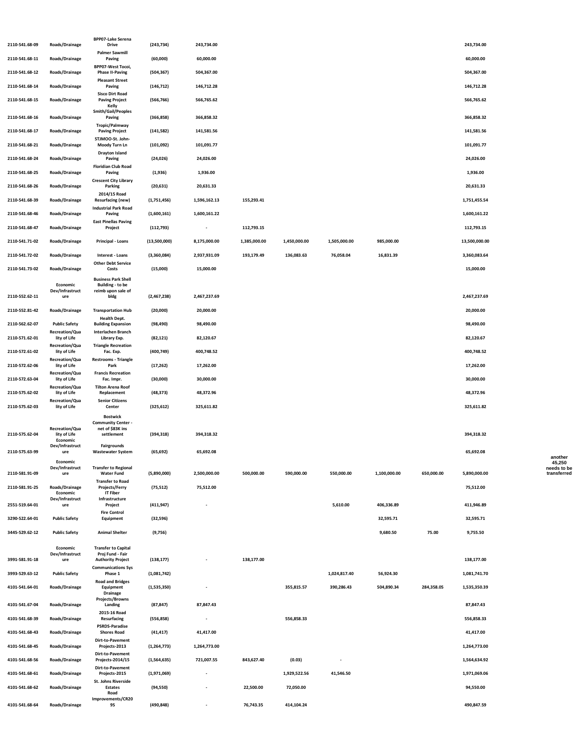| | | | | | | | | | | | |
|---|---|---|---|---|---|---|---|---|---|---|---|
| 2110-541.68-09 | Roads/Drainage | BPP07-Lake Serena Drive | (243,734) | 243,734.00 | | | | | | 243,734.00 | |
| 2110-541.68-11 | Roads/Drainage | Palmer Sawmill Paving | (60,000) | 60,000.00 | | | | | | 60,000.00 | |
| 2110-541.68-12 | Roads/Drainage | BPP07-West Tocoi, Phase II-Paving | (504,367) | 504,367.00 | | | | | | 504,367.00 | |
| 2110-541.68-14 | Roads/Drainage | Pleasant Street Paving | (146,712) | 146,712.28 | | | | | | 146,712.28 | |
| 2110-541.68-15 | Roads/Drainage | Sisco Dirt Road Paving Project | (566,766) | 566,765.62 | | | | | | 566,765.62 | |
| 2110-541.68-16 | Roads/Drainage | Kelly Smith/Gail/Peoples Paving | (366,858) | 366,858.32 | | | | | | 366,858.32 | |
| 2110-541.68-17 | Roads/Drainage | Tropic/Palmway Paving Project | (141,582) | 141,581.56 | | | | | | 141,581.56 | |
| 2110-541.68-21 | Roads/Drainage | STJM00-St. John-Moody Turn Ln | (101,092) | 101,091.77 | | | | | | 101,091.77 | |
| 2110-541.68-24 | Roads/Drainage | Drayton Island Paving | (24,026) | 24,026.00 | | | | | | 24,026.00 | |
| 2110-541.68-25 | Roads/Drainage | Floridian Club Road Paving | (1,936) | 1,936.00 | | | | | | 1,936.00 | |
| 2110-541.68-26 | Roads/Drainage | Crescent City Library Parking | (20,631) | 20,631.33 | | | | | | 20,631.33 | |
| 2110-541.68-39 | Roads/Drainage | 2014/15 Road Resurfacing (new) | (1,751,456) | 1,596,162.13 | 155,293.41 | | | | | 1,751,455.54 | |
| 2110-541.68-46 | Roads/Drainage | Industrial Park Road Paving | (1,600,161) | 1,600,161.22 | | | | | | 1,600,161.22 | |
| 2110-541.68-47 | Roads/Drainage | East Pinellas Paving Project | (112,793) | - | 112,793.15 | | | | | 112,793.15 | |
| 2110-541.71-02 | Roads/Drainage | Principal - Loans | (13,500,000) | 8,175,000.00 | 1,385,000.00 | 1,450,000.00 | 1,505,000.00 | 985,000.00 | | 13,500,000.00 | |
| 2110-541.72-02 | Roads/Drainage | Interest - Loans | (3,360,084) | 2,937,931.09 | 193,179.49 | 136,083.63 | 76,058.04 | 16,831.39 | | 3,360,083.64 | |
| 2110-541.73-02 | Roads/Drainage | Other Debt Service Costs | (15,000) | 15,000.00 | | | | | | 15,000.00 | |
| 2110-552.62-11 | Economic Dev/Infrastructure | Business Park Shell Building - to be reimb upon sale of bldg | (2,467,238) | 2,467,237.69 | | | | | | 2,467,237.69 | |
| 2110-552.81-42 | Roads/Drainage | Transportation Hub | (20,000) | 20,000.00 | | | | | | 20,000.00 | |
| 2110-562.62-07 | Public Safety | Health Dept. Building Expansion | (98,490) | 98,490.00 | | | | | | 98,490.00 | |
| 2110-571.62-01 | Recreation/Quality of Life | Interlachen Branch Library Exp. | (82,121) | 82,120.67 | | | | | | 82,120.67 | |
| 2110-572.61-02 | Recreation/Quality of Life | Triangle Recreation Fac. Exp. | (400,749) | 400,748.52 | | | | | | 400,748.52 | |
| 2110-572.62-06 | Recreation/Quality of Life | Restrooms - Triangle Park | (17,262) | 17,262.00 | | | | | | 17,262.00 | |
| 2110-572.63-04 | Recreation/Quality of Life | Francis Recreation Fac. Impr. | (30,000) | 30,000.00 | | | | | | 30,000.00 | |
| 2110-575.62-02 | Recreation/Quality of Life | Tilton Arena Roof Replacement | (48,373) | 48,372.96 | | | | | | 48,372.96 | |
| 2110-575.62-03 | Recreation/Quality of Life | Senior Citizens Center | (325,612) | 325,611.82 | | | | | | 325,611.82 | |
| 2110-575.62-04 | Recreation/Quality of Life | Bostwick Community Center - net of $83K ins settlement | (394,318) | 394,318.32 | | | | | | 394,318.32 | |
| 2110-575.63-99 | Economic Dev/Infrastructure | Fairgrounds Wastewater System | (65,692) | 65,692.08 | | | | | | 65,692.08 | |
| 2110-581.91-09 | Economic Dev/Infrastructure | Transfer to Regional Water Fund | (5,890,000) | 2,500,000.00 | 500,000.00 | 590,000.00 | 550,000.00 | 1,100,000.00 | 650,000.00 | 5,890,000.00 | another 45,250 needs to be transferred |
| 2110-581.91-25 | Roads/Drainage | Transfer to Road Projects/Ferry | (75,512) | 75,512.00 | | | | | | 75,512.00 | |
| 2551-519.64-01 | Economic Dev/Infrastructure | IT Fiber Infrastructure Project | (411,947) | - | | | 5,610.00 | 406,336.89 | | 411,946.89 | |
| 3290-522.64-01 | Public Safety | Fire Control Equipment | (32,596) | | | | | 32,595.71 | | 32,595.71 | |
| 3445-529.62-12 | Public Safety | Animal Shelter | (9,756) | | | | | 9,680.50 | 75.00 | 9,755.50 | |
| 3991-581.91-18 | Economic Dev/Infrastructure | Transfer to Capital Proj Fund - Fair Authority Project | (138,177) | - | 138,177.00 | | | | | 138,177.00 | |
| 3993-529.63-12 | Public Safety | Communications Sys Phase 1 | (1,081,742) | | | | 1,024,817.40 | 56,924.30 | | 1,081,741.70 | |
| 4101-541.64-01 | Roads/Drainage | Road and Bridges Equipment | (1,535,350) | - | | 355,815.57 | 390,286.43 | 504,890.34 | 284,358.05 | 1,535,350.39 | |
| 4101-541.67-04 | Roads/Drainage | Drainage Projects/Browns Landing | (87,847) | 87,847.43 | | | | | | 87,847.43 | |
| 4101-541.68-39 | Roads/Drainage | 2015-16 Road Resurfacing | (556,858) | - | | 556,858.33 | | | | 556,858.33 | |
| 4101-541.68-43 | Roads/Drainage | PSRDS-Paradise Shores Road | (41,417) | 41,417.00 | | | | | | 41,417.00 | |
| 4101-541.68-45 | Roads/Drainage | Dirt-to-Pavement Projects-2013 | (1,264,773) | 1,264,773.00 | | | | | | 1,264,773.00 | |
| 4101-541.68-56 | Roads/Drainage | Dirt-to-Pavement Projects-2014/15 | (1,564,635) | 721,007.55 | 843,627.40 | (0.03) | - | | | 1,564,634.92 | |
| 4101-541.68-61 | Roads/Drainage | Dirt-to-Pavement Projects-2015 | (1,971,069) | - | | 1,929,522.56 | 41,546.50 | | | 1,971,069.06 | |
| 4101-541.68-62 | Roads/Drainage | St. Johns Riverside Estates | (94,550) | - | 22,500.00 | 72,050.00 | | | | 94,550.00 | |
| 4101-541.68-64 | Roads/Drainage | Road Improvements/CR20 95 | (490,848) | - | 76,743.35 | 414,104.24 | | | | 490,847.59 | |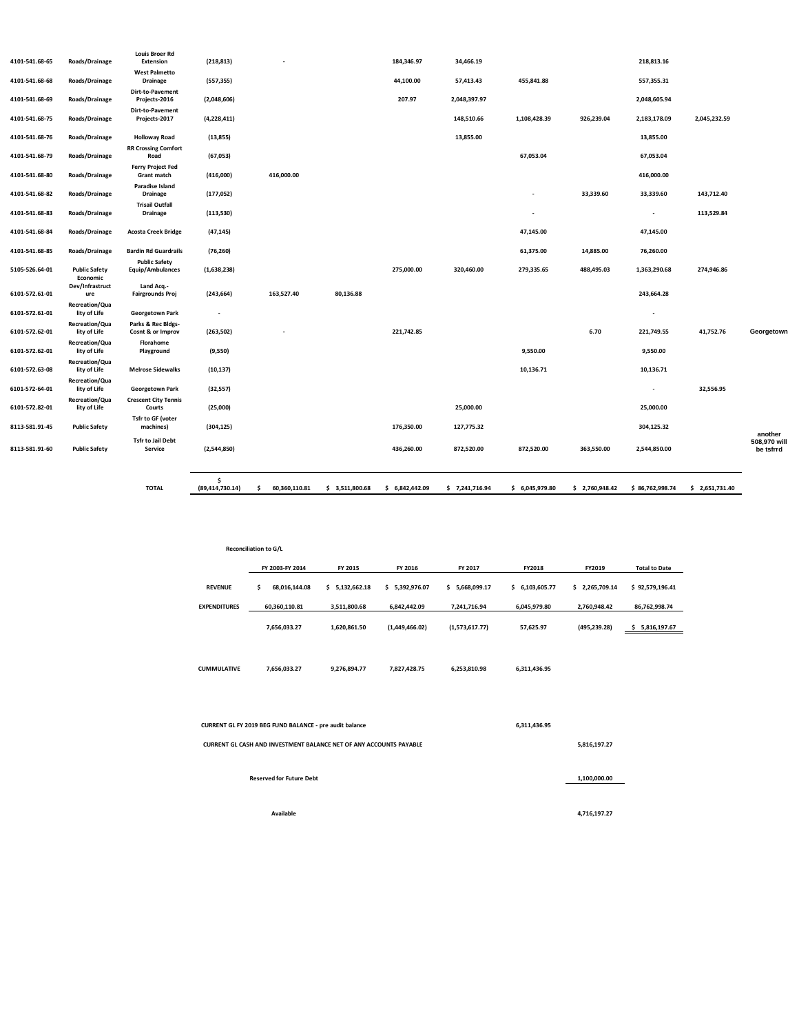| | | | | | | | | | | | | |
|---|---|---|---|---|---|---|---|---|---|---|---|---|
| 4101-541.68-65 | Roads/Drainage | Louis Broer Rd Extension | (218,813) | - | | 184,346.97 | 34,466.19 | | | 218,813.16 | | |
| 4101-541.68-68 | Roads/Drainage | West Palmetto Drainage | (557,355) | | | 44,100.00 | 57,413.43 | 455,841.88 | | 557,355.31 | | |
| 4101-541.68-69 | Roads/Drainage | Dirt-to-Pavement Projects-2016 | (2,048,606) | | | 207.97 | 2,048,397.97 | | | 2,048,605.94 | | |
| 4101-541.68-75 | Roads/Drainage | Dirt-to-Pavement Projects-2017 | (4,228,411) | | | | 148,510.66 | 1,108,428.39 | 926,239.04 | 2,183,178.09 | 2,045,232.59 | |
| 4101-541.68-76 | Roads/Drainage | Holloway Road | (13,855) | | | | 13,855.00 | | | 13,855.00 | | |
| 4101-541.68-79 | Roads/Drainage | RR Crossing Comfort Road | (67,053) | | | | | 67,053.04 | | 67,053.04 | | |
| 4101-541.68-80 | Roads/Drainage | Ferry Project Fed Grant match | (416,000) | 416,000.00 | | | | | | 416,000.00 | | |
| 4101-541.68-82 | Roads/Drainage | Paradise Island Drainage | (177,052) | | | | | - | 33,339.60 | 33,339.60 | 143,712.40 | |
| 4101-541.68-83 | Roads/Drainage | Trisail Outfall Drainage | (113,530) | | | | | - | | - | 113,529.84 | |
| 4101-541.68-84 | Roads/Drainage | Acosta Creek Bridge | (47,145) | | | | | 47,145.00 | | 47,145.00 | | |
| 4101-541.68-85 | Roads/Drainage | Bardin Rd Guardrails | (76,260) | | | | | 61,375.00 | 14,885.00 | 76,260.00 | | |
| 5105-526.64-01 | Public Safety | Public Safety Equip/Ambulances | (1,638,238) | | | 275,000.00 | 320,460.00 | 279,335.65 | 488,495.03 | 1,363,290.68 | 274,946.86 | |
| 6101-572.61-01 | Economic Dev/Infrastructure | Land Acq.- Fairgrounds Proj | (243,664) | 163,527.40 | 80,136.88 | | | | | 243,664.28 | | |
| 6101-572.61-01 | Recreation/Quality of Life | Georgetown Park | - | | | | | | | - | | |
| 6101-572.62-01 | Recreation/Quality of Life | Parks & Rec Bldgs-Cosnt & or Improv | (263,502) | - | | 221,742.85 | | | 6.70 | 221,749.55 | 41,752.76 | Georgetown |
| 6101-572.62-01 | Recreation/Quality of Life | Florahome Playground | (9,550) | | | | | 9,550.00 | | 9,550.00 | | |
| 6101-572.63-08 | Recreation/Quality of Life | Melrose Sidewalks | (10,137) | | | | | 10,136.71 | | 10,136.71 | | |
| 6101-572-64-01 | Recreation/Quality of Life | Georgetown Park | (32,557) | | | | | | | - | 32,556.95 | |
| 6101-572.82-01 | Recreation/Quality of Life | Crescent City Tennis Courts | (25,000) | | | | 25,000.00 | | | 25,000.00 | | |
| 8113-581.91-45 | Public Safety | Tsfr to GF (voter machines) | (304,125) | | | 176,350.00 | 127,775.32 | | | 304,125.32 | | |
| 8113-581.91-60 | Public Safety | Tsfr to Jail Debt Service | (2,544,850) | | | 436,260.00 | 872,520.00 | 872,520.00 | 363,550.00 | 2,544,850.00 | | another 508,970 will be tsfrrd |
| | | **TOTAL** | $ (89,414,730.14) | $ 60,360,110.81 | $ 3,511,800.68 | $ 6,842,442.09 | $ 7,241,716.94 | $ 6,045,979.80 | $ 2,760,948.42 | $ 86,762,998.74 | $ 2,651,731.40 | |

**Reconciliation to G/L**

| | FY 2003-FY 2014 | FY 2015 | FY 2016 | FY 2017 | FY2018 | FY2019 | Total to Date |
|---|---|---|---|---|---|---|---|
| **REVENUE** | $ 68,016,144.08 | $ 5,132,662.18 | $ 5,392,976.07 | $ 5,668,099.17 | $ 6,103,605.77 | $ 2,265,709.14 | $ 92,579,196.41 |
| **EXPENDITURES** | 60,360,110.81 | 3,511,800.68 | 6,842,442.09 | 7,241,716.94 | 6,045,979.80 | 2,760,948.42 | 86,762,998.74 |
| | 7,656,033.27 | 1,620,861.50 | (1,449,466.02) | (1,573,617.77) | 57,625.97 | (495,239.28) | $ 5,816,197.67 |
| **CUMMULATIVE** | 7,656,033.27 | 9,276,894.77 | 7,827,428.75 | 6,253,810.98 | 6,311,436.95 | | |

| | | |
|---|---|---|
| CURRENT GL FY 2019 BEG FUND BALANCE - pre audit balance | 6,311,436.95 | |
| CURRENT GL CASH AND INVESTMENT BALANCE NET OF ANY ACCOUNTS PAYABLE | | 5,816,197.27 |
| Reserved for Future Debt | | 1,100,000.00 |
| Available | | 4,716,197.27 |